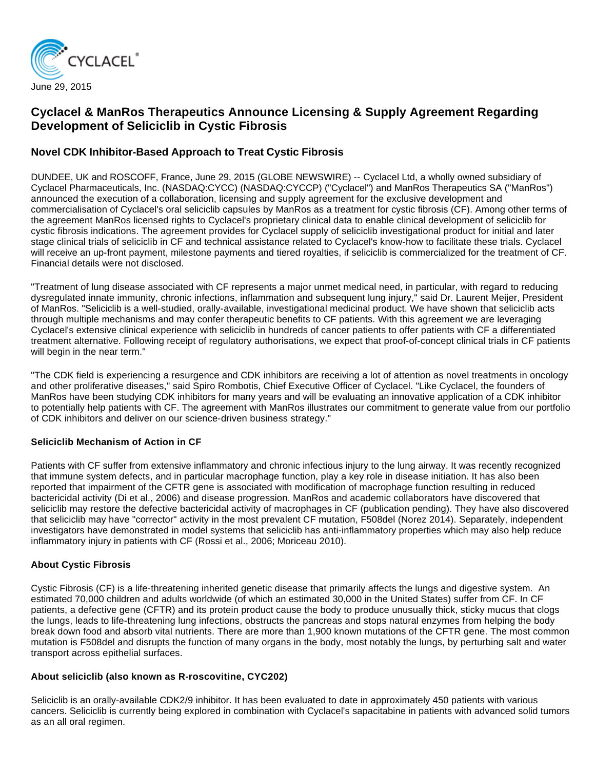CYCLACEL®

June 29, 2015

# Cyclacel & ManRos Therapeutics Announce Licensing & Supply Agreement Regarding Development of Seliciclib in Cystic Fibrosis

## Novel CDK Inhibitor-Based Approach to Treat Cystic Fibrosis

DUNDEE, UK and ROSCOFF, France, June 29, 2015 (GLOBE NEWSWIRE) -- Cyclacel Ltd, a wholly owned subsidiary of Cyclacel Pharmaceuticals, Inc. (NASDAQ:CYCC) (NASDAQ:CYCCP) ("Cyclacel") and ManRos Therapeutics SA ("ManRos") announced the execution of a collaboration, licensing and supply agreement for the exclusive development and commercialisation of Cyclacel's oral seliciclib capsules by ManRos as a treatment for cystic fibrosis (CF). Among other terms of the agreement ManRos licensed rights to Cyclacel's proprietary clinical data to enable clinical development of seliciclib for cystic fibrosis indications. The agreement provides for Cyclacel supply of seliciclib investigational product for initial and later stage clinical trials of seliciclib in CF and technical assistance related to Cyclacel's know-how to facilitate these trials. Cyclacel will receive an up-front payment, milestone payments and tiered royalties, if seliciclib is commercialized for the treatment of CF. Financial details were not disclosed.

"Treatment of lung disease associated with CF represents a major unmet medical need, in particular, with regard to reducing dysregulated innate immunity, chronic infections, inflammation and subsequent lung injury," said Dr. Laurent Meijer, President of ManRos. "Seliciclib is a well-studied, orally-available, investigational medicinal product. We have shown that seliciclib acts through multiple mechanisms and may confer therapeutic benefits to CF patients. With this agreement we are leveraging Cyclacel's extensive clinical experience with seliciclib in hundreds of cancer patients to offer patients with CF a differentiated treatment alternative. Following receipt of regulatory authorisations, we expect that proof-of-concept clinical trials in CF patients will begin in the near term."

"The CDK field is experiencing a resurgence and CDK inhibitors are receiving a lot of attention as novel treatments in oncology and other proliferative diseases," said Spiro Rombotis, Chief Executive Officer of Cyclacel. "Like Cyclacel, the founders of ManRos have been studying CDK inhibitors for many years and will be evaluating an innovative application of a CDK inhibitor to potentially help patients with CF. The agreement with ManRos illustrates our commitment to generate value from our portfolio of CDK inhibitors and deliver on our science-driven business strategy."

**Seliciclib Mechanism of Action in CF**

Patients with CF suffer from extensive inflammatory and chronic infectious injury to the lung airway. It was recently recognized that immune system defects, and in particular macrophage function, play a key role in disease initiation. It has also been reported that impairment of the CFTR gene is associated with modification of macrophage function resulting in reduced bactericidal activity (Di et al., 2006) and disease progression. ManRos and academic collaborators have discovered that seliciclib may restore the defective bactericidal activity of macrophages in CF (publication pending). They have also discovered that seliciclib may have "corrector" activity in the most prevalent CF mutation, F508del (Norez 2014). Separately, independent investigators have demonstrated in model systems that seliciclib has anti-inflammatory properties which may also help reduce inflammatory injury in patients with CF (Rossi et al., 2006; Moriceau 2010).

**About Cystic Fibrosis**

Cystic Fibrosis (CF) is a life-threatening inherited genetic disease that primarily affects the lungs and digestive system. An estimated 70,000 children and adults worldwide (of which an estimated 30,000 in the United States) suffer from CF. In CF patients, a defective gene (CFTR) and its protein product cause the body to produce unusually thick, sticky mucus that clogs the lungs, leads to life-threatening lung infections, obstructs the pancreas and stops natural enzymes from helping the body break down food and absorb vital nutrients. There are more than 1,900 known mutations of the CFTR gene. The most common mutation is F508del and disrupts the function of many organs in the body, most notably the lungs, by perturbing salt and water transport across epithelial surfaces.

**About seliciclib (also known as R-roscovitine, CYC202)**

Seliciclib is an orally-available CDK2/9 inhibitor. It has been evaluated to date in approximately 450 patients with various cancers. Seliciclib is currently being explored in combination with Cyclacel's sapacitabine in patients with advanced solid tumors as an all oral regimen.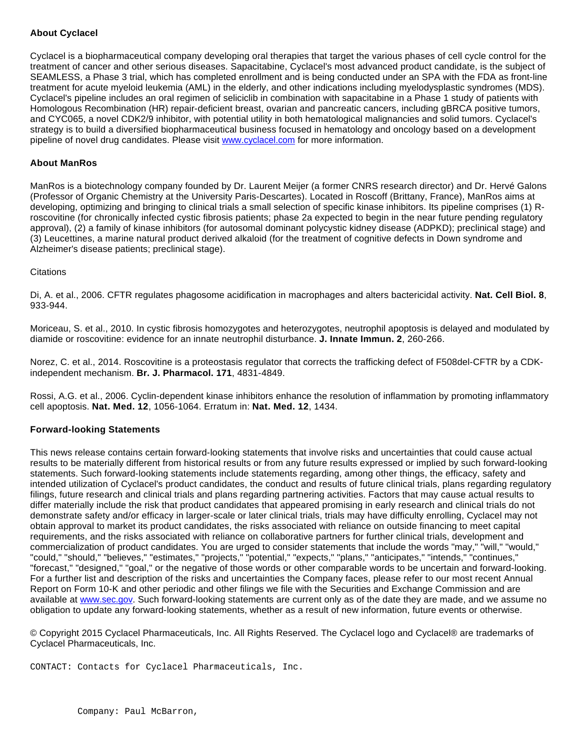### About Cyclacel

Cyclacel is a biopharmaceutical company developing oral therapies that target the various phases of cell cycle control for the treatment of cancer and other serious diseases. Sapacitabine, Cyclacel's most advanced product candidate, is the subject of SEAMLESS, a Phase 3 trial, which has completed enrollment and is being conducted under an SPA with the FDA as front-line treatment for acute myeloid leukemia (AML) in the elderly, and other indications including myelodysplastic syndromes (MDS). Cyclacel's pipeline includes an oral regimen of seliciclib in combination with sapacitabine in a Phase 1 study of patients with Homologous Recombination (HR) repair-deficient breast, ovarian and pancreatic cancers, including gBRCA positive tumors, and CYC065, a novel CDK2/9 inhibitor, with potential utility in both hematological malignancies and solid tumors. Cyclacel's strategy is to build a diversified biopharmaceutical business focused in hematology and oncology based on a development pipeline of novel drug candidates. Please visit [www.cyclacel.com](www.cyclacel.com) for more information.

### About ManRos

ManRos is a biotechnology company founded by Dr. Laurent Meijer (a former CNRS research director) and Dr. Hervé Galons (Professor of Organic Chemistry at the University Paris-Descartes). Located in Roscoff (Brittany, France), ManRos aims at developing, optimizing and bringing to clinical trials a small selection of specific kinase inhibitors. Its pipeline comprises (1) R-roscovitine (for chronically infected cystic fibrosis patients; phase 2a expected to begin in the near future pending regulatory approval), (2) a family of kinase inhibitors (for autosomal dominant polycystic kidney disease (ADPKD); preclinical stage) and (3) Leucettines, a marine natural product derived alkaloid (for the treatment of cognitive defects in Down syndrome and Alzheimer's disease patients; preclinical stage).

Citations

Di, A. et al., 2006. CFTR regulates phagosome acidification in macrophages and alters bactericidal activity. **Nat. Cell Biol. 8**, 933-944.

Moriceau, S. et al., 2010. In cystic fibrosis homozygotes and heterozygotes, neutrophil apoptosis is delayed and modulated by diamide or roscovitine: evidence for an innate neutrophil disturbance. **J. Innate Immun. 2**, 260-266.

Norez, C. et al., 2014. Roscovitine is a proteostasis regulator that corrects the trafficking defect of F508del-CFTR by a CDK-independent mechanism. **Br. J. Pharmacol. 171**, 4831-4849.

Rossi, A.G. et al., 2006. Cyclin-dependent kinase inhibitors enhance the resolution of inflammation by promoting inflammatory cell apoptosis. **Nat. Med. 12**, 1056-1064. Erratum in: **Nat. Med. 12**, 1434.

### Forward-looking Statements

This news release contains certain forward-looking statements that involve risks and uncertainties that could cause actual results to be materially different from historical results or from any future results expressed or implied by such forward-looking statements. Such forward-looking statements include statements regarding, among other things, the efficacy, safety and intended utilization of Cyclacel's product candidates, the conduct and results of future clinical trials, plans regarding regulatory filings, future research and clinical trials and plans regarding partnering activities. Factors that may cause actual results to differ materially include the risk that product candidates that appeared promising in early research and clinical trials do not demonstrate safety and/or efficacy in larger-scale or later clinical trials, trials may have difficulty enrolling, Cyclacel may not obtain approval to market its product candidates, the risks associated with reliance on outside financing to meet capital requirements, and the risks associated with reliance on collaborative partners for further clinical trials, development and commercialization of product candidates. You are urged to consider statements that include the words "may," "will," "would," "could," "should," "believes," "estimates," "projects," "potential," "expects," "plans," "anticipates," "intends," "continues," "forecast," "designed," "goal," or the negative of those words or other comparable words to be uncertain and forward-looking. For a further list and description of the risks and uncertainties the Company faces, please refer to our most recent Annual Report on Form 10-K and other periodic and other filings we file with the Securities and Exchange Commission and are available at [www.sec.gov](www.sec.gov). Such forward-looking statements are current only as of the date they are made, and we assume no obligation to update any forward-looking statements, whether as a result of new information, future events or otherwise.

© Copyright 2015 Cyclacel Pharmaceuticals, Inc. All Rights Reserved. The Cyclacel logo and Cyclacel® are trademarks of Cyclacel Pharmaceuticals, Inc.

```
CONTACT: Contacts for Cyclacel Pharmaceuticals, Inc.


         Company: Paul McBarron,
```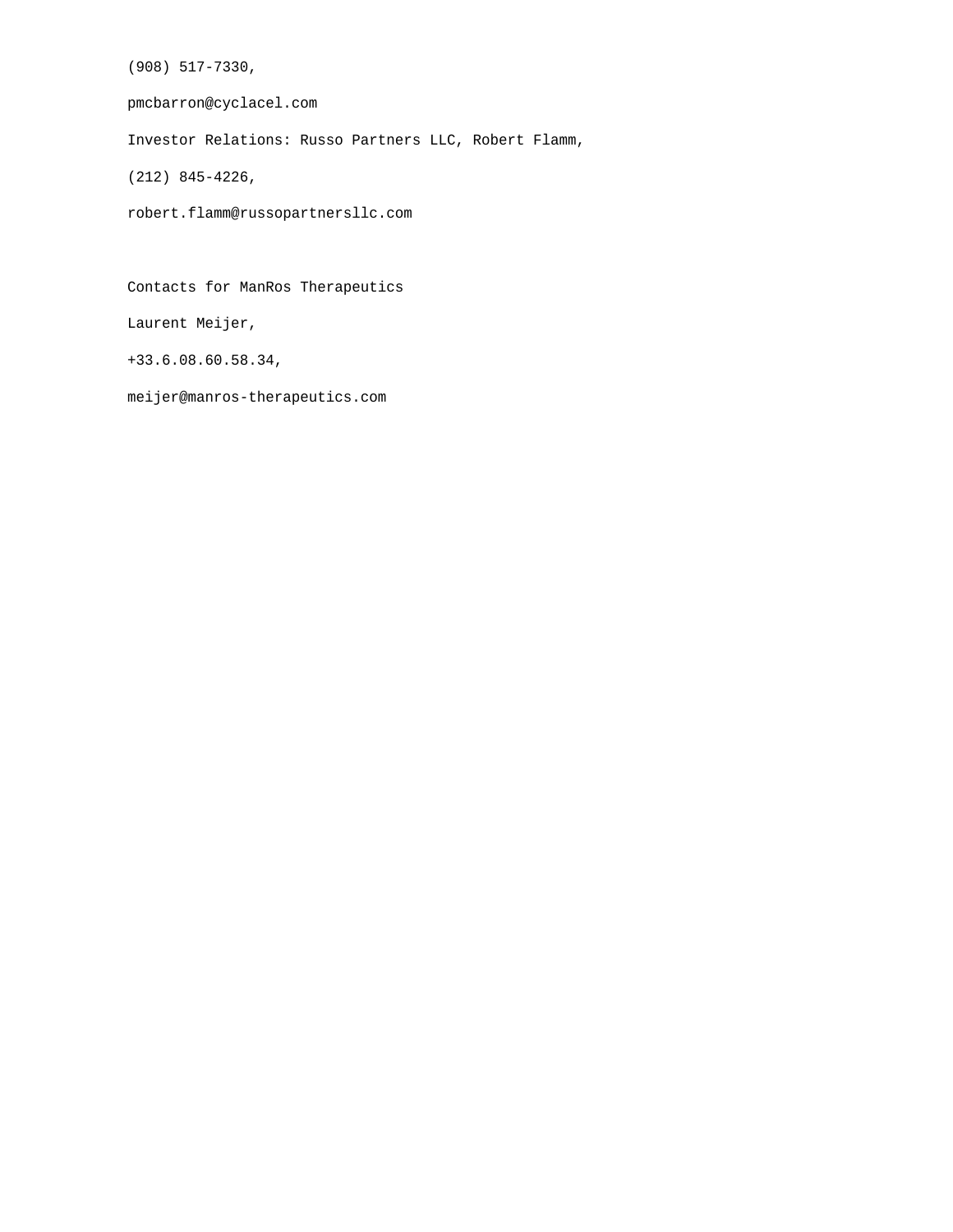(908) 517-7330,

pmcbarron@cyclacel.com

Investor Relations: Russo Partners LLC, Robert Flamm,

(212) 845-4226,

robert.flamm@russopartnersllc.com

Contacts for ManRos Therapeutics

Laurent Meijer,

+33.6.08.60.58.34,

meijer@manros-therapeutics.com